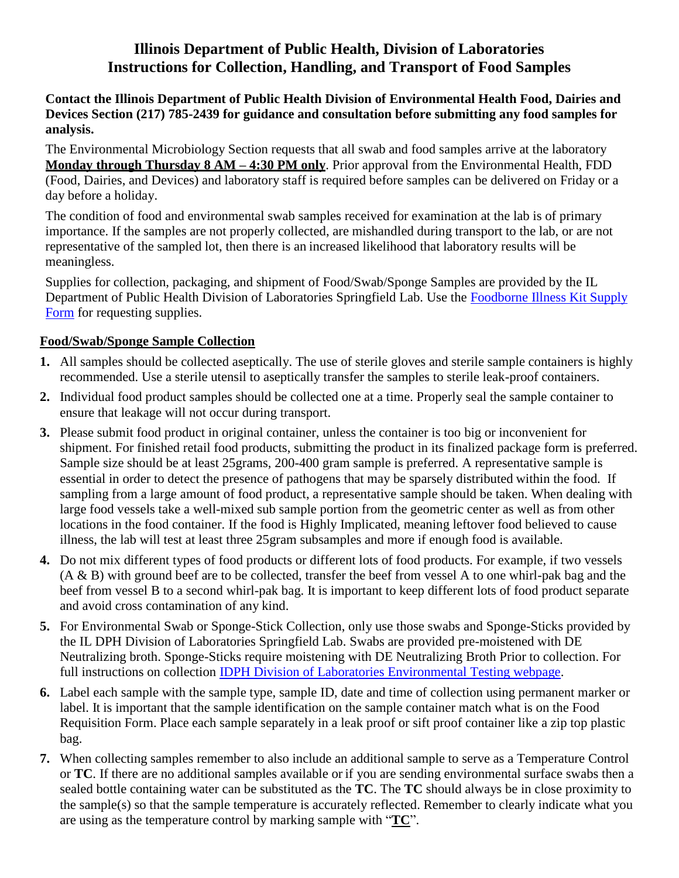# Illinois Department of Public Health, Division of Laboratories
# Instructions for Collection, Handling, and Transport of Food Samples

**Contact the Illinois Department of Public Health Division of Environmental Health Food, Dairies and Devices Section (217) 785-2439 for guidance and consultation before submitting any food samples for analysis.**

The Environmental Microbiology Section requests that all swab and food samples arrive at the laboratory **Monday through Thursday 8 AM – 4:30 PM only**. Prior approval from the Environmental Health, FDD (Food, Dairies, and Devices) and laboratory staff is required before samples can be delivered on Friday or a day before a holiday.

The condition of food and environmental swab samples received for examination at the lab is of primary importance. If the samples are not properly collected, are mishandled during transport to the lab, or are not representative of the sampled lot, then there is an increased likelihood that laboratory results will be meaningless.

Supplies for collection, packaging, and shipment of Food/Swab/Sponge Samples are provided by the IL Department of Public Health Division of Laboratories Springfield Lab. Use the Foodborne Illness Kit Supply Form for requesting supplies.

## Food/Swab/Sponge Sample Collection

1. All samples should be collected aseptically. The use of sterile gloves and sterile sample containers is highly recommended. Use a sterile utensil to aseptically transfer the samples to sterile leak-proof containers.
2. Individual food product samples should be collected one at a time. Properly seal the sample container to ensure that leakage will not occur during transport.
3. Please submit food product in original container, unless the container is too big or inconvenient for shipment. For finished retail food products, submitting the product in its finalized package form is preferred. Sample size should be at least 25grams, 200-400 gram sample is preferred. A representative sample is essential in order to detect the presence of pathogens that may be sparsely distributed within the food. If sampling from a large amount of food product, a representative sample should be taken. When dealing with large food vessels take a well-mixed sub sample portion from the geometric center as well as from other locations in the food container. If the food is Highly Implicated, meaning leftover food believed to cause illness, the lab will test at least three 25gram subsamples and more if enough food is available.
4. Do not mix different types of food products or different lots of food products. For example, if two vessels (A & B) with ground beef are to be collected, transfer the beef from vessel A to one whirl-pak bag and the beef from vessel B to a second whirl-pak bag. It is important to keep different lots of food product separate and avoid cross contamination of any kind.
5. For Environmental Swab or Sponge-Stick Collection, only use those swabs and Sponge-Sticks provided by the IL DPH Division of Laboratories Springfield Lab. Swabs are provided pre-moistened with DE Neutralizing broth. Sponge-Sticks require moistening with DE Neutralizing Broth Prior to collection. For full instructions on collection IDPH Division of Laboratories Environmental Testing webpage.
6. Label each sample with the sample type, sample ID, date and time of collection using permanent marker or label. It is important that the sample identification on the sample container match what is on the Food Requisition Form. Place each sample separately in a leak proof or sift proof container like a zip top plastic bag.
7. When collecting samples remember to also include an additional sample to serve as a Temperature Control or **TC**. If there are no additional samples available or if you are sending environmental surface swabs then a sealed bottle containing water can be substituted as the **TC**. The **TC** should always be in close proximity to the sample(s) so that the sample temperature is accurately reflected. Remember to clearly indicate what you are using as the temperature control by marking sample with "**TC**".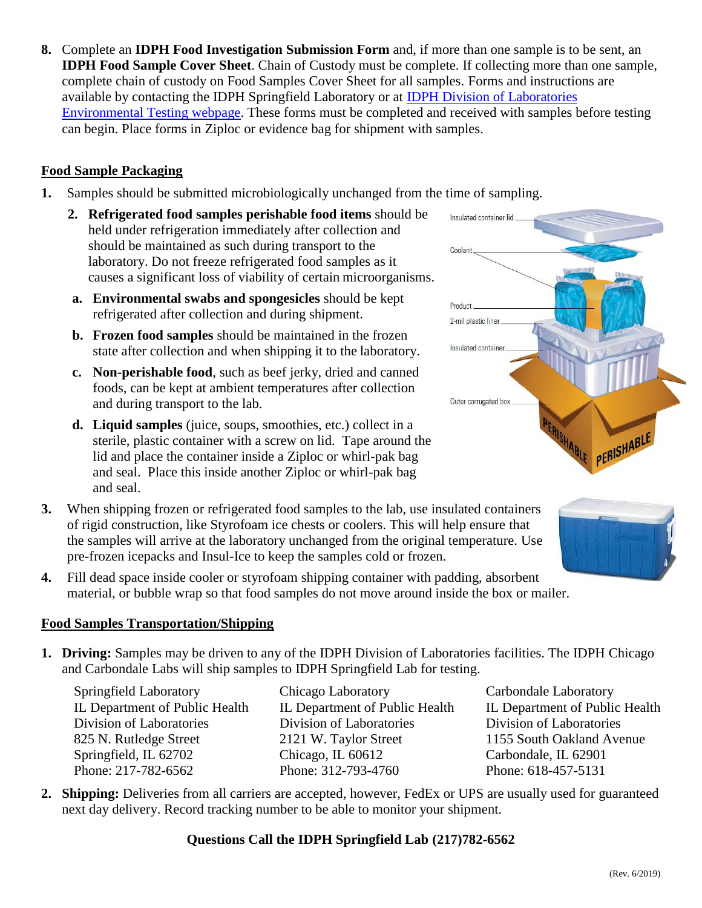8. Complete an **IDPH Food Investigation Submission Form** and, if more than one sample is to be sent, an **IDPH Food Sample Cover Sheet**. Chain of Custody must be complete. If collecting more than one sample, complete chain of custody on Food Samples Cover Sheet for all samples. Forms and instructions are available by contacting the IDPH Springfield Laboratory or at [IDPH Division of Laboratories Environmental Testing webpage](). These forms must be completed and received with samples before testing can begin. Place forms in Ziploc or evidence bag for shipment with samples.

## Food Sample Packaging

1. Samples should be submitted microbiologically unchanged from the time of sampling.
2. **Refrigerated food samples perishable food items** should be held under refrigeration immediately after collection and should be maintained as such during transport to the laboratory. Do not freeze refrigerated food samples as it causes a significant loss of viability of certain microorganisms.
   a. **Environmental swabs and spongesicles** should be kept refrigerated after collection and during shipment.
   b. **Frozen food samples** should be maintained in the frozen state after collection and when shipping it to the laboratory.
   c. **Non-perishable food**, such as beef jerky, dried and canned foods, can be kept at ambient temperatures after collection and during transport to the lab.
   d. **Liquid samples** (juice, soups, smoothies, etc.) collect in a sterile, plastic container with a screw on lid. Tape around the lid and place the container inside a Ziploc or whirl-pak bag and seal. Place this inside another Ziploc or whirl-pak bag and seal.

Insulated container lid
Coolant
Product
2-mil plastic liner
Insulated container
Outer corrugated box
PERISHABLE PERISHABLE

3. When shipping frozen or refrigerated food samples to the lab, use insulated containers of rigid construction, like Styrofoam ice chests or coolers. This will help ensure that the samples will arrive at the laboratory unchanged from the original temperature. Use pre-frozen icepacks and Insul-Ice to keep the samples cold or frozen.
4. Fill dead space inside cooler or styrofoam shipping container with padding, absorbent material, or bubble wrap so that food samples do not move around inside the box or mailer.

## Food Samples Transportation/Shipping

1. **Driving:** Samples may be driven to any of the IDPH Division of Laboratories facilities. The IDPH Chicago and Carbondale Labs will ship samples to IDPH Springfield Lab for testing.

| | | |
|---|---|---|
| Springfield Laboratory | Chicago Laboratory | Carbondale Laboratory |
| IL Department of Public Health | IL Department of Public Health | IL Department of Public Health |
| Division of Laboratories | Division of Laboratories | Division of Laboratories |
| 825 N. Rutledge Street | 2121 W. Taylor Street | 1155 South Oakland Avenue |
| Springfield, IL 62702 | Chicago, IL 60612 | Carbondale, IL 62901 |
| Phone: 217-782-6562 | Phone: 312-793-4760 | Phone: 618-457-5131 |

2. **Shipping:** Deliveries from all carriers are accepted, however, FedEx or UPS are usually used for guaranteed next day delivery. Record tracking number to be able to monitor your shipment.

**Questions Call the IDPH Springfield Lab (217)782-6562**

(Rev. 6/2019)